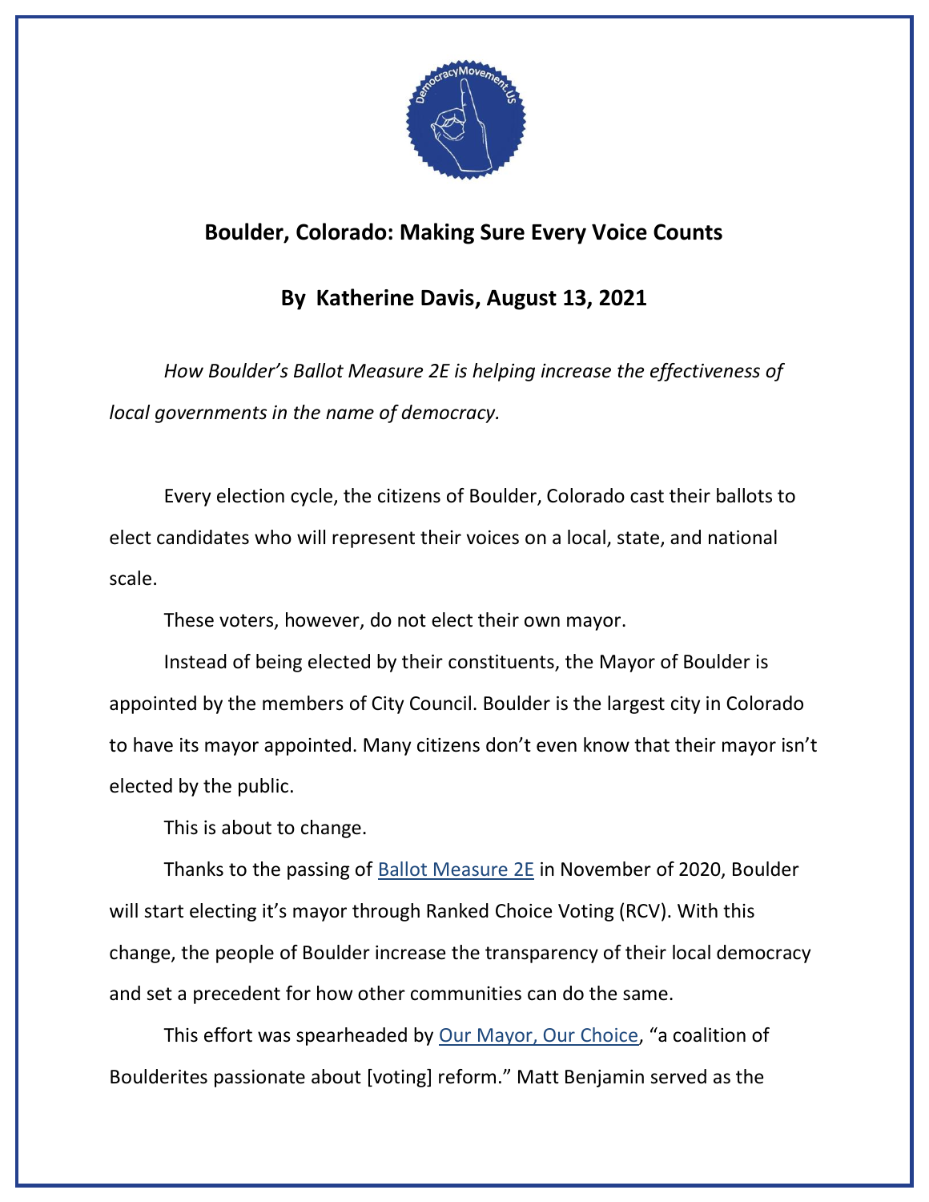## Boulder, Colorado: Making Sure Every Voice Counts

## By Katherine Davis, August 13, 2021

*How Boulder's Ballot Measure 2E is helping increase the effectiveness of local governments in the name of democracy.*

Every election cycle, the citizens of Boulder, Colorado cast their ballots to elect candidates who will represent their voices on a local, state, and national scale.

These voters, however, do not elect their own mayor.

Instead of being elected by their constituents, the Mayor of Boulder is appointed by the members of City Council. Boulder is the largest city in Colorado to have its mayor appointed. Many citizens don't even know that their mayor isn't elected by the public.

This is about to change.

Thanks to the passing of Ballot Measure 2E in November of 2020, Boulder will start electing it's mayor through Ranked Choice Voting (RCV). With this change, the people of Boulder increase the transparency of their local democracy and set a precedent for how other communities can do the same.

This effort was spearheaded by Our Mayor, Our Choice, "a coalition of Boulderites passionate about [voting] reform." Matt Benjamin served as the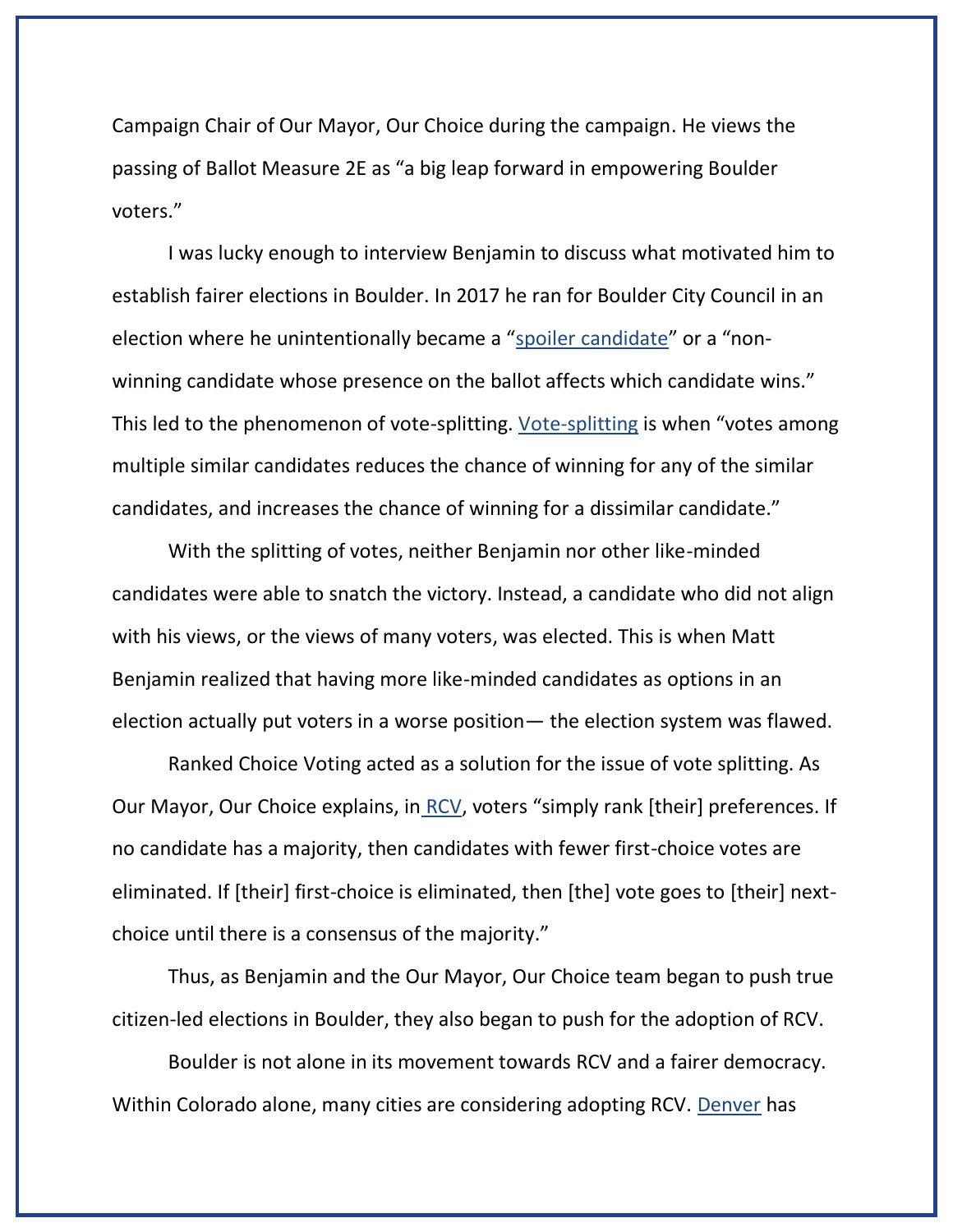Campaign Chair of Our Mayor, Our Choice during the campaign. He views the passing of Ballot Measure 2E as "a big leap forward in empowering Boulder voters."

I was lucky enough to interview Benjamin to discuss what motivated him to establish fairer elections in Boulder. In 2017 he ran for Boulder City Council in an election where he unintentionally became a "spoiler candidate" or a "non-winning candidate whose presence on the ballot affects which candidate wins." This led to the phenomenon of vote-splitting. Vote-splitting is when "votes among multiple similar candidates reduces the chance of winning for any of the similar candidates, and increases the chance of winning for a dissimilar candidate."

With the splitting of votes, neither Benjamin nor other like-minded candidates were able to snatch the victory. Instead, a candidate who did not align with his views, or the views of many voters, was elected. This is when Matt Benjamin realized that having more like-minded candidates as options in an election actually put voters in a worse position— the election system was flawed.

Ranked Choice Voting acted as a solution for the issue of vote splitting. As Our Mayor, Our Choice explains, in RCV, voters "simply rank [their] preferences. If no candidate has a majority, then candidates with fewer first-choice votes are eliminated. If [their] first-choice is eliminated, then [the] vote goes to [their] next-choice until there is a consensus of the majority."

Thus, as Benjamin and the Our Mayor, Our Choice team began to push true citizen-led elections in Boulder, they also began to push for the adoption of RCV.

Boulder is not alone in its movement towards RCV and a fairer democracy. Within Colorado alone, many cities are considering adopting RCV. Denver has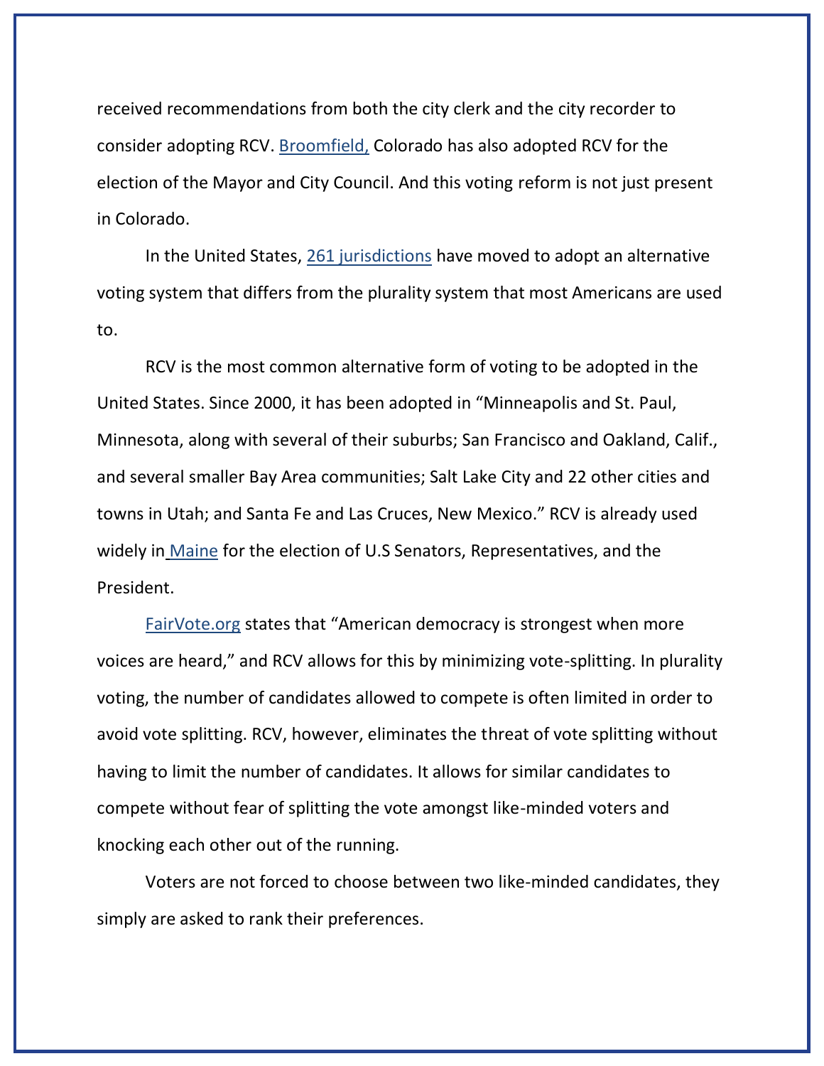received recommendations from both the city clerk and the city recorder to consider adopting RCV. Broomfield, Colorado has also adopted RCV for the election of the Mayor and City Council. And this voting reform is not just present in Colorado.

In the United States, 261 jurisdictions have moved to adopt an alternative voting system that differs from the plurality system that most Americans are used to.

RCV is the most common alternative form of voting to be adopted in the United States. Since 2000, it has been adopted in "Minneapolis and St. Paul, Minnesota, along with several of their suburbs; San Francisco and Oakland, Calif., and several smaller Bay Area communities; Salt Lake City and 22 other cities and towns in Utah; and Santa Fe and Las Cruces, New Mexico." RCV is already used widely in Maine for the election of U.S Senators, Representatives, and the President.

FairVote.org states that "American democracy is strongest when more voices are heard," and RCV allows for this by minimizing vote-splitting. In plurality voting, the number of candidates allowed to compete is often limited in order to avoid vote splitting. RCV, however, eliminates the threat of vote splitting without having to limit the number of candidates. It allows for similar candidates to compete without fear of splitting the vote amongst like-minded voters and knocking each other out of the running.

Voters are not forced to choose between two like-minded candidates, they simply are asked to rank their preferences.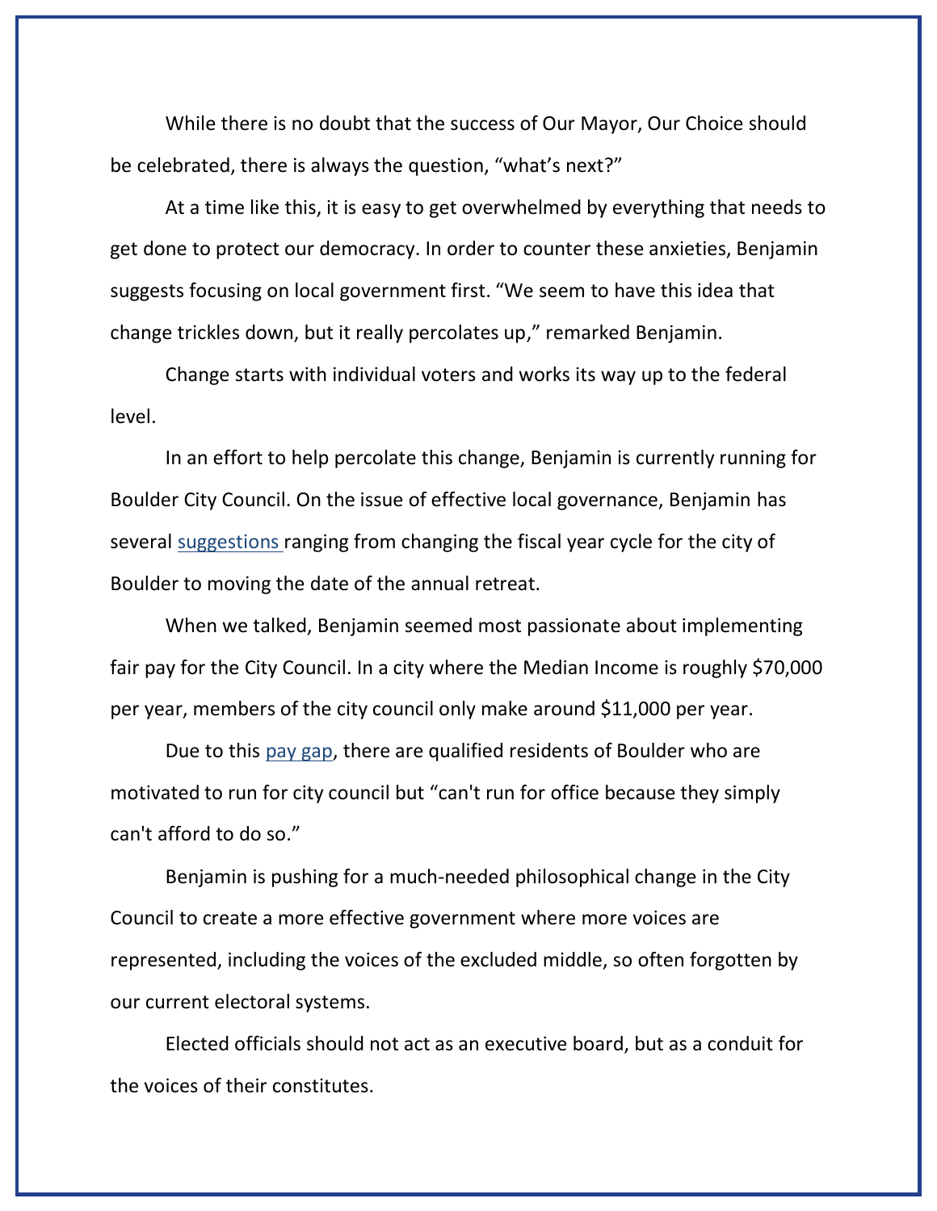While there is no doubt that the success of Our Mayor, Our Choice should be celebrated, there is always the question, "what's next?"

At a time like this, it is easy to get overwhelmed by everything that needs to get done to protect our democracy. In order to counter these anxieties, Benjamin suggests focusing on local government first. "We seem to have this idea that change trickles down, but it really percolates up," remarked Benjamin.

Change starts with individual voters and works its way up to the federal level.

In an effort to help percolate this change, Benjamin is currently running for Boulder City Council. On the issue of effective local governance, Benjamin has several suggestions ranging from changing the fiscal year cycle for the city of Boulder to moving the date of the annual retreat.

When we talked, Benjamin seemed most passionate about implementing fair pay for the City Council. In a city where the Median Income is roughly $70,000 per year, members of the city council only make around $11,000 per year.

Due to this pay gap, there are qualified residents of Boulder who are motivated to run for city council but "can't run for office because they simply can't afford to do so."

Benjamin is pushing for a much-needed philosophical change in the City Council to create a more effective government where more voices are represented, including the voices of the excluded middle, so often forgotten by our current electoral systems.

Elected officials should not act as an executive board, but as a conduit for the voices of their constitutes.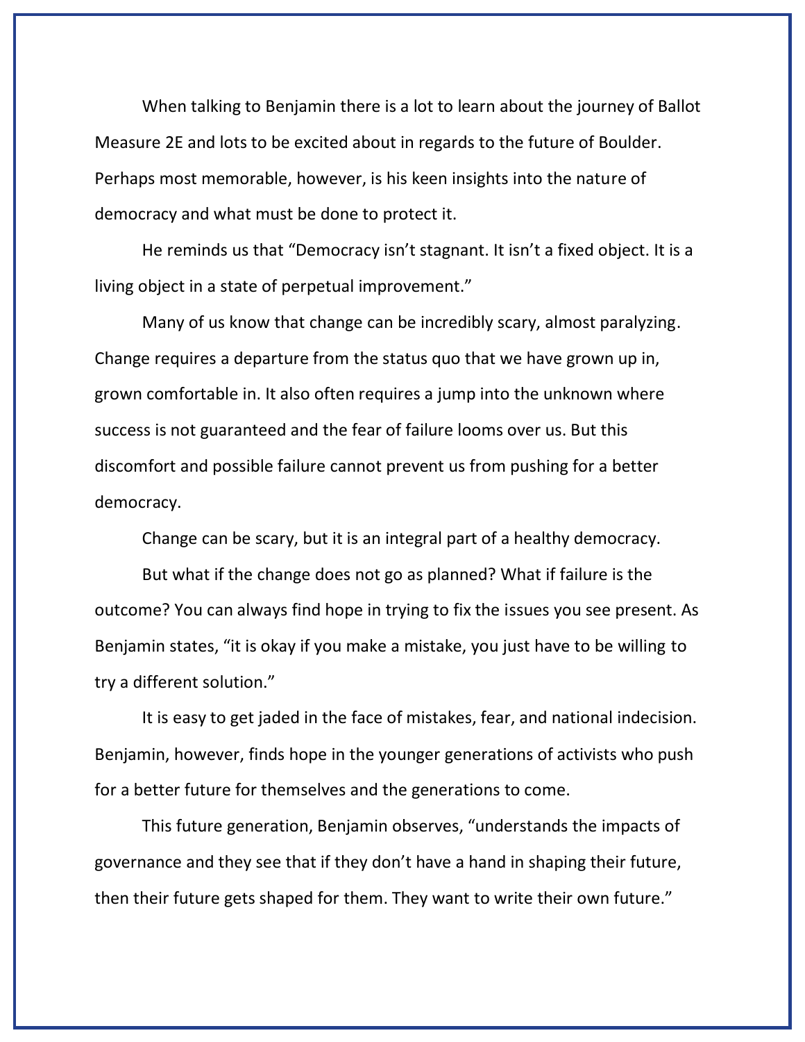When talking to Benjamin there is a lot to learn about the journey of Ballot Measure 2E and lots to be excited about in regards to the future of Boulder. Perhaps most memorable, however, is his keen insights into the nature of democracy and what must be done to protect it.

He reminds us that “Democracy isn’t stagnant. It isn’t a fixed object. It is a living object in a state of perpetual improvement.”

Many of us know that change can be incredibly scary, almost paralyzing. Change requires a departure from the status quo that we have grown up in, grown comfortable in. It also often requires a jump into the unknown where success is not guaranteed and the fear of failure looms over us. But this discomfort and possible failure cannot prevent us from pushing for a better democracy.

Change can be scary, but it is an integral part of a healthy democracy.

But what if the change does not go as planned? What if failure is the outcome? You can always find hope in trying to fix the issues you see present. As Benjamin states, “it is okay if you make a mistake, you just have to be willing to try a different solution.”

It is easy to get jaded in the face of mistakes, fear, and national indecision. Benjamin, however, finds hope in the younger generations of activists who push for a better future for themselves and the generations to come.

This future generation, Benjamin observes, “understands the impacts of governance and they see that if they don’t have a hand in shaping their future, then their future gets shaped for them. They want to write their own future.”